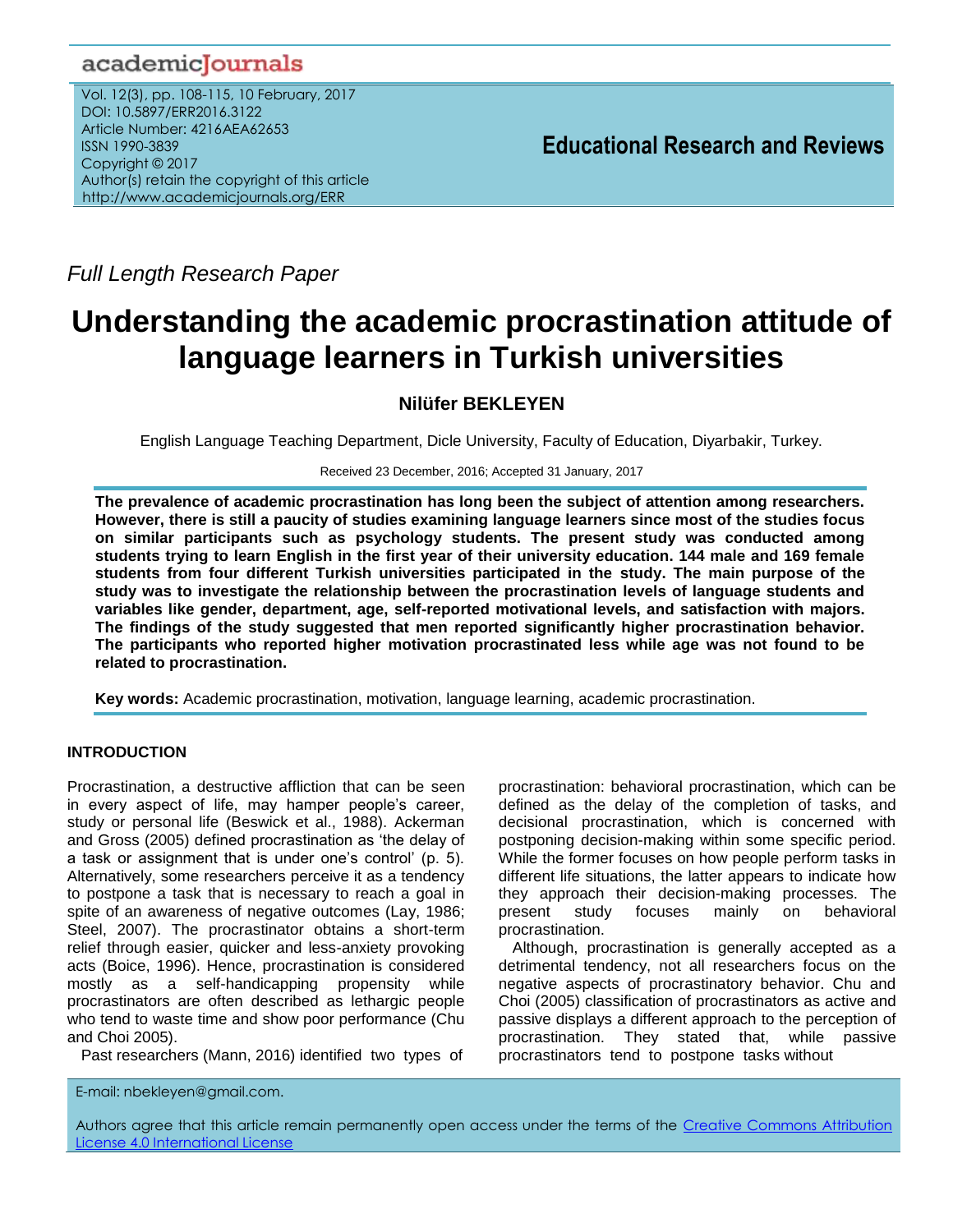Full Length Research Paper

# Understanding the academic procrastination attitude of language learners in Turkish universities

**Nilüfer BEKLEYEN**

English Language Teaching Department, Dicle University, Faculty of Education, Diyarbakir, Turkey.

Received 23 December, 2016; Accepted 31 January, 2017

**The prevalence of academic procrastination has long been the subject of attention among researchers. However, there is still a paucity of studies examining language learners since most of the studies focus on similar participants such as psychology students. The present study was conducted among students trying to learn English in the first year of their university education. 144 male and 169 female students from four different Turkish universities participated in the study. The main purpose of the study was to investigate the relationship between the procrastination levels of language students and variables like gender, department, age, self-reported motivational levels, and satisfaction with majors. The findings of the study suggested that men reported significantly higher procrastination behavior. The participants who reported higher motivation procrastinated less while age was not found to be related to procrastination.**

**Key words:** Academic procrastination, motivation, language learning, academic procrastination.

## INTRODUCTION

Procrastination, a destructive affliction that can be seen in every aspect of life, may hamper people's career, study or personal life (Beswick et al., 1988). Ackerman and Gross (2005) defined procrastination as 'the delay of a task or assignment that is under one's control' (p. 5). Alternatively, some researchers perceive it as a tendency to postpone a task that is necessary to reach a goal in spite of an awareness of negative outcomes (Lay, 1986; Steel, 2007). The procrastinator obtains a short-term relief through easier, quicker and less-anxiety provoking acts (Boice, 1996). Hence, procrastination is considered mostly as a self-handicapping propensity while procrastinators are often described as lethargic people who tend to waste time and show poor performance (Chu and Choi 2005).

Past researchers (Mann, 2016) identified two types of procrastination: behavioral procrastination, which can be defined as the delay of the completion of tasks, and decisional procrastination, which is concerned with postponing decision-making within some specific period. While the former focuses on how people perform tasks in different life situations, the latter appears to indicate how they approach their decision-making processes. The present study focuses mainly on behavioral procrastination.

Although, procrastination is generally accepted as a detrimental tendency, not all researchers focus on the negative aspects of procrastinatory behavior. Chu and Choi (2005) classification of procrastinators as active and passive displays a different approach to the perception of procrastination. They stated that, while passive procrastinators tend to postpone tasks without

E-mail: nbekleyen@gmail.com.

Authors agree that this article remain permanently open access under the terms of the Creative Commons Attribution License 4.0 International License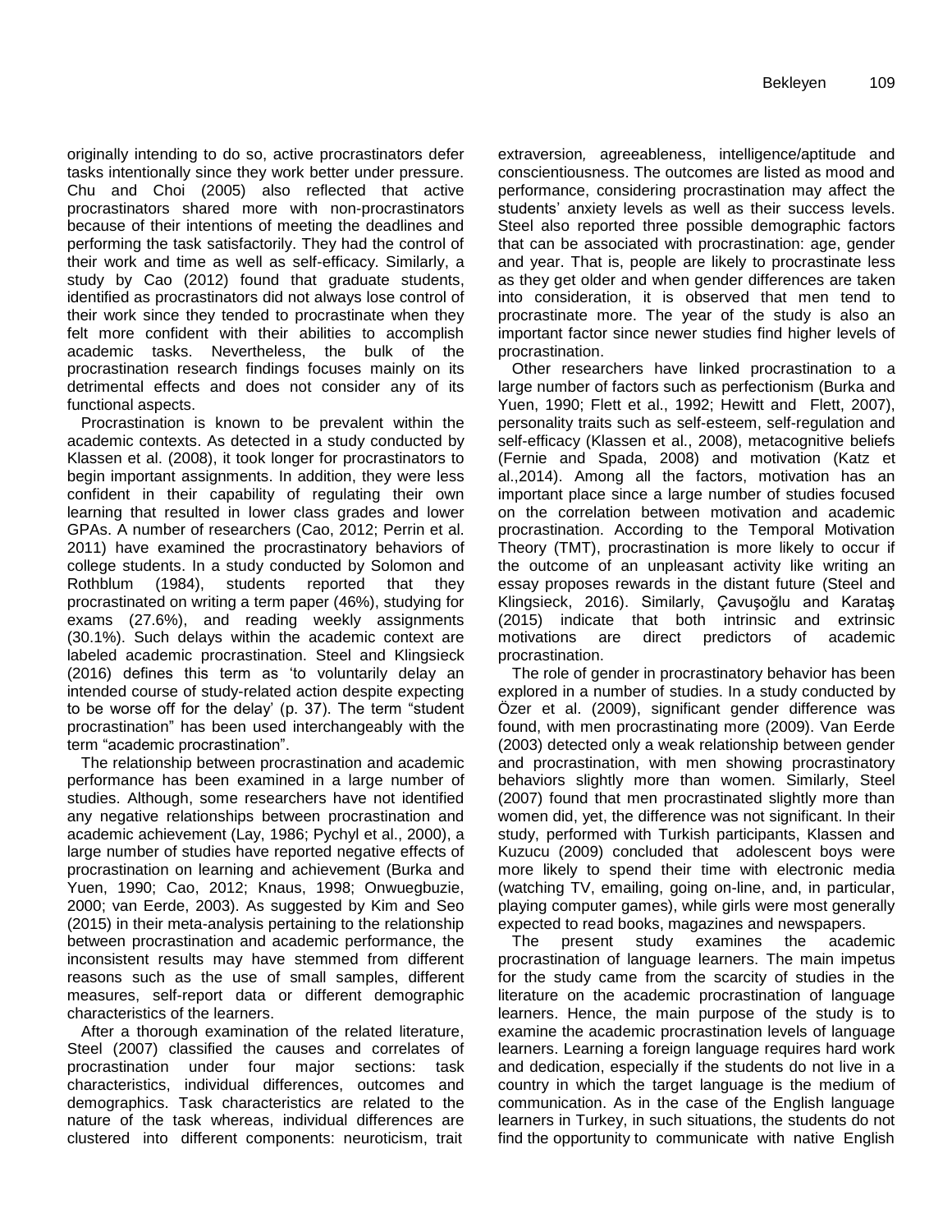originally intending to do so, active procrastinators defer tasks intentionally since they work better under pressure. Chu and Choi (2005) also reflected that active procrastinators shared more with non-procrastinators because of their intentions of meeting the deadlines and performing the task satisfactorily. They had the control of their work and time as well as self-efficacy. Similarly, a study by Cao (2012) found that graduate students, identified as procrastinators did not always lose control of their work since they tended to procrastinate when they felt more confident with their abilities to accomplish academic tasks. Nevertheless, the bulk of the procrastination research findings focuses mainly on its detrimental effects and does not consider any of its functional aspects.

Procrastination is known to be prevalent within the academic contexts. As detected in a study conducted by Klassen et al. (2008), it took longer for procrastinators to begin important assignments. In addition, they were less confident in their capability of regulating their own learning that resulted in lower class grades and lower GPAs. A number of researchers (Cao, 2012; Perrin et al. 2011) have examined the procrastinatory behaviors of college students. In a study conducted by Solomon and Rothblum (1984), students reported that they procrastinated on writing a term paper (46%), studying for exams (27.6%), and reading weekly assignments (30.1%). Such delays within the academic context are labeled academic procrastination. Steel and Klingsieck (2016) defines this term as 'to voluntarily delay an intended course of study-related action despite expecting to be worse off for the delay' (p. 37). The term "student procrastination" has been used interchangeably with the term "academic procrastination".

The relationship between procrastination and academic performance has been examined in a large number of studies. Although, some researchers have not identified any negative relationships between procrastination and academic achievement (Lay, 1986; Pychyl et al., 2000), a large number of studies have reported negative effects of procrastination on learning and achievement (Burka and Yuen, 1990; Cao, 2012; Knaus, 1998; Onwuegbuzie, 2000; van Eerde, 2003). As suggested by Kim and Seo (2015) in their meta-analysis pertaining to the relationship between procrastination and academic performance, the inconsistent results may have stemmed from different reasons such as the use of small samples, different measures, self-report data or different demographic characteristics of the learners.

After a thorough examination of the related literature, Steel (2007) classified the causes and correlates of procrastination under four major sections: task characteristics, individual differences, outcomes and demographics. Task characteristics are related to the nature of the task whereas, individual differences are clustered into different components: neuroticism, trait extraversion, agreeableness, intelligence/aptitude and conscientiousness. The outcomes are listed as mood and performance, considering procrastination may affect the students' anxiety levels as well as their success levels. Steel also reported three possible demographic factors that can be associated with procrastination: age, gender and year. That is, people are likely to procrastinate less as they get older and when gender differences are taken into consideration, it is observed that men tend to procrastinate more. The year of the study is also an important factor since newer studies find higher levels of procrastination.

Other researchers have linked procrastination to a large number of factors such as perfectionism (Burka and Yuen, 1990; Flett et al., 1992; Hewitt and Flett, 2007), personality traits such as self-esteem, self-regulation and self-efficacy (Klassen et al., 2008), metacognitive beliefs (Fernie and Spada, 2008) and motivation (Katz et al.,2014). Among all the factors, motivation has an important place since a large number of studies focused on the correlation between motivation and academic procrastination. According to the Temporal Motivation Theory (TMT), procrastination is more likely to occur if the outcome of an unpleasant activity like writing an essay proposes rewards in the distant future (Steel and Klingsieck, 2016). Similarly, Çavuşoğlu and Karataş (2015) indicate that both intrinsic and extrinsic motivations are direct predictors of academic procrastination.

The role of gender in procrastinatory behavior has been explored in a number of studies. In a study conducted by Özer et al. (2009), significant gender difference was found, with men procrastinating more (2009). Van Eerde (2003) detected only a weak relationship between gender and procrastination, with men showing procrastinatory behaviors slightly more than women. Similarly, Steel (2007) found that men procrastinated slightly more than women did, yet, the difference was not significant. In their study, performed with Turkish participants, Klassen and Kuzucu (2009) concluded that adolescent boys were more likely to spend their time with electronic media (watching TV, emailing, going on-line, and, in particular, playing computer games), while girls were most generally expected to read books, magazines and newspapers.

The present study examines the academic procrastination of language learners. The main impetus for the study came from the scarcity of studies in the literature on the academic procrastination of language learners. Hence, the main purpose of the study is to examine the academic procrastination levels of language learners. Learning a foreign language requires hard work and dedication, especially if the students do not live in a country in which the target language is the medium of communication. As in the case of the English language learners in Turkey, in such situations, the students do not find the opportunity to communicate with native English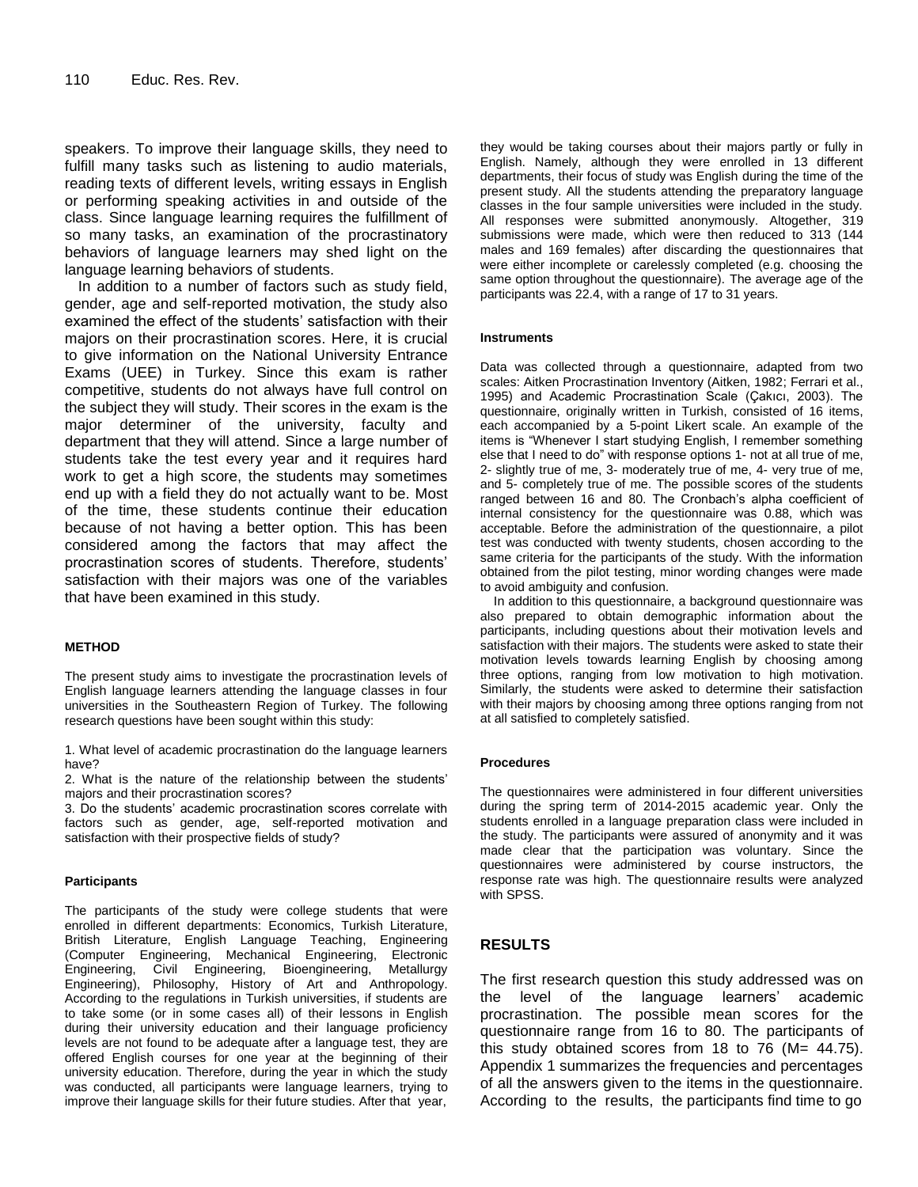speakers. To improve their language skills, they need to fulfill many tasks such as listening to audio materials, reading texts of different levels, writing essays in English or performing speaking activities in and outside of the class. Since language learning requires the fulfillment of so many tasks, an examination of the procrastinatory behaviors of language learners may shed light on the language learning behaviors of students.

In addition to a number of factors such as study field, gender, age and self-reported motivation, the study also examined the effect of the students' satisfaction with their majors on their procrastination scores. Here, it is crucial to give information on the National University Entrance Exams (UEE) in Turkey. Since this exam is rather competitive, students do not always have full control on the subject they will study. Their scores in the exam is the major determiner of the university, faculty and department that they will attend. Since a large number of students take the test every year and it requires hard work to get a high score, the students may sometimes end up with a field they do not actually want to be. Most of the time, these students continue their education because of not having a better option. This has been considered among the factors that may affect the procrastination scores of students. Therefore, students' satisfaction with their majors was one of the variables that have been examined in this study.

## METHOD

The present study aims to investigate the procrastination levels of English language learners attending the language classes in four universities in the Southeastern Region of Turkey. The following research questions have been sought within this study:

1. What level of academic procrastination do the language learners have?
2. What is the nature of the relationship between the students' majors and their procrastination scores?
3. Do the students' academic procrastination scores correlate with factors such as gender, age, self-reported motivation and satisfaction with their prospective fields of study?

### Participants

The participants of the study were college students that were enrolled in different departments: Economics, Turkish Literature, British Literature, English Language Teaching, Engineering (Computer Engineering, Mechanical Engineering, Electronic Engineering, Civil Engineering, Bioengineering, Metallurgy Engineering), Philosophy, History of Art and Anthropology. According to the regulations in Turkish universities, if students are to take some (or in some cases all) of their lessons in English during their university education and their language proficiency levels are not found to be adequate after a language test, they are offered English courses for one year at the beginning of their university education. Therefore, during the year in which the study was conducted, all participants were language learners, trying to improve their language skills for their future studies. After that year, they would be taking courses about their majors partly or fully in English. Namely, although they were enrolled in 13 different departments, their focus of study was English during the time of the present study. All the students attending the preparatory language classes in the four sample universities were included in the study. All responses were submitted anonymously. Altogether, 319 submissions were made, which were then reduced to 313 (144 males and 169 females) after discarding the questionnaires that were either incomplete or carelessly completed (e.g. choosing the same option throughout the questionnaire). The average age of the participants was 22.4, with a range of 17 to 31 years.

### Instruments

Data was collected through a questionnaire, adapted from two scales: Aitken Procrastination Inventory (Aitken, 1982; Ferrari et al., 1995) and Academic Procrastination Scale (Çakıcı, 2003). The questionnaire, originally written in Turkish, consisted of 16 items, each accompanied by a 5-point Likert scale. An example of the items is "Whenever I start studying English, I remember something else that I need to do" with response options 1- not at all true of me, 2- slightly true of me, 3- moderately true of me, 4- very true of me, and 5- completely true of me. The possible scores of the students ranged between 16 and 80. The Cronbach's alpha coefficient of internal consistency for the questionnaire was 0.88, which was acceptable. Before the administration of the questionnaire, a pilot test was conducted with twenty students, chosen according to the same criteria for the participants of the study. With the information obtained from the pilot testing, minor wording changes were made to avoid ambiguity and confusion.

In addition to this questionnaire, a background questionnaire was also prepared to obtain demographic information about the participants, including questions about their motivation levels and satisfaction with their majors. The students were asked to state their motivation levels towards learning English by choosing among three options, ranging from low motivation to high motivation. Similarly, the students were asked to determine their satisfaction with their majors by choosing among three options ranging from not at all satisfied to completely satisfied.

### Procedures

The questionnaires were administered in four different universities during the spring term of 2014-2015 academic year. Only the students enrolled in a language preparation class were included in the study. The participants were assured of anonymity and it was made clear that the participation was voluntary. Since the questionnaires were administered by course instructors, the response rate was high. The questionnaire results were analyzed with SPSS.

## RESULTS

The first research question this study addressed was on the level of the language learners' academic procrastination. The possible mean scores for the questionnaire range from 16 to 80. The participants of this study obtained scores from 18 to 76 (M= 44.75). Appendix 1 summarizes the frequencies and percentages of all the answers given to the items in the questionnaire. According to the results, the participants find time to go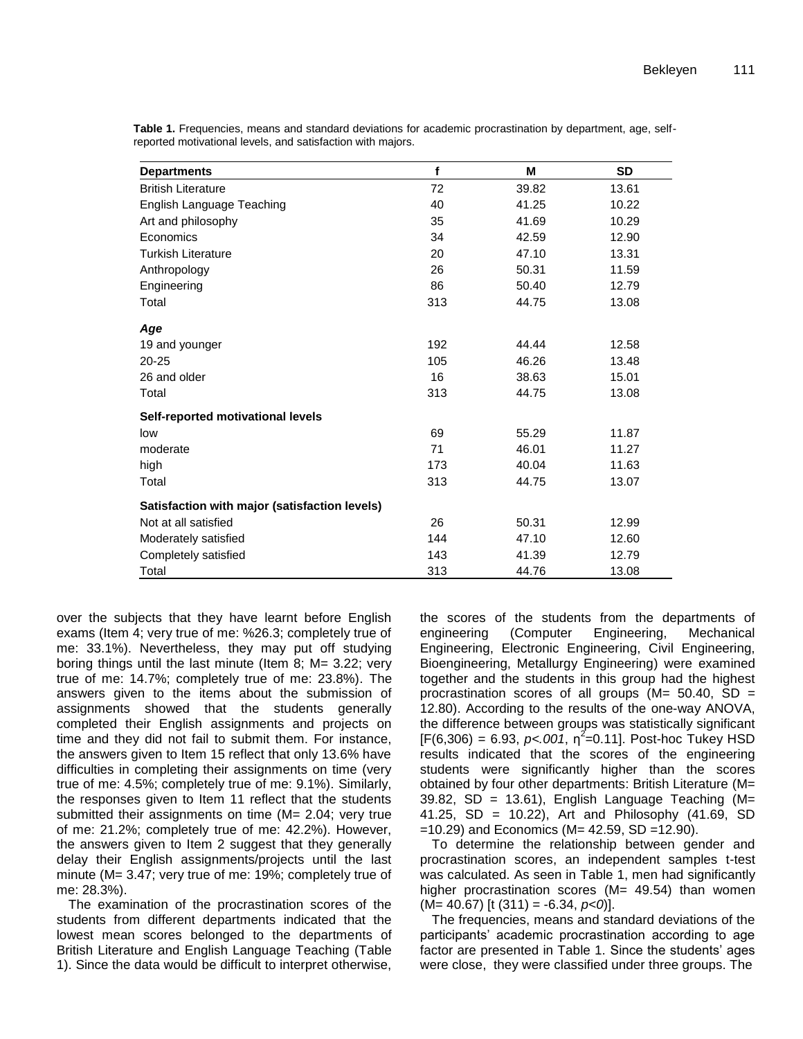**Table 1.** Frequencies, means and standard deviations for academic procrastination by department, age, self-reported motivational levels, and satisfaction with majors.

| Departments | f | M | SD |
|---|---|---|---|
| British Literature | 72 | 39.82 | 13.61 |
| English Language Teaching | 40 | 41.25 | 10.22 |
| Art and philosophy | 35 | 41.69 | 10.29 |
| Economics | 34 | 42.59 | 12.90 |
| Turkish Literature | 20 | 47.10 | 13.31 |
| Anthropology | 26 | 50.31 | 11.59 |
| Engineering | 86 | 50.40 | 12.79 |
| Total | 313 | 44.75 | 13.08 |
| ***Age*** | | | |
| 19 and younger | 192 | 44.44 | 12.58 |
| 20-25 | 105 | 46.26 | 13.48 |
| 26 and older | 16 | 38.63 | 15.01 |
| Total | 313 | 44.75 | 13.08 |
| **Self-reported motivational levels** | | | |
| low | 69 | 55.29 | 11.87 |
| moderate | 71 | 46.01 | 11.27 |
| high | 173 | 40.04 | 11.63 |
| Total | 313 | 44.75 | 13.07 |
| **Satisfaction with major (satisfaction levels)** | | | |
| Not at all satisfied | 26 | 50.31 | 12.99 |
| Moderately satisfied | 144 | 47.10 | 12.60 |
| Completely satisfied | 143 | 41.39 | 12.79 |
| Total | 313 | 44.76 | 13.08 |

over the subjects that they have learnt before English exams (Item 4; very true of me: %26.3; completely true of me: 33.1%). Nevertheless, they may put off studying boring things until the last minute (Item 8; M= 3.22; very true of me: 14.7%; completely true of me: 23.8%). The answers given to the items about the submission of assignments showed that the students generally completed their English assignments and projects on time and they did not fail to submit them. For instance, the answers given to Item 15 reflect that only 13.6% have difficulties in completing their assignments on time (very true of me: 4.5%; completely true of me: 9.1%). Similarly, the responses given to Item 11 reflect that the students submitted their assignments on time (M= 2.04; very true of me: 21.2%; completely true of me: 42.2%). However, the answers given to Item 2 suggest that they generally delay their English assignments/projects until the last minute (M= 3.47; very true of me: 19%; completely true of me: 28.3%).

The examination of the procrastination scores of the students from different departments indicated that the lowest mean scores belonged to the departments of British Literature and English Language Teaching (Table 1). Since the data would be difficult to interpret otherwise, the scores of the students from the departments of engineering (Computer Engineering, Mechanical Engineering, Electronic Engineering, Civil Engineering, Bioengineering, Metallurgy Engineering) were examined together and the students in this group had the highest procrastination scores of all groups (M= 50.40, SD = 12.80). According to the results of the one-way ANOVA, the difference between groups was statistically significant [$F(6,306) = 6.93$, $p<.001$, $\eta^2$=0.11]. Post-hoc Tukey HSD results indicated that the scores of the engineering students were significantly higher than the scores obtained by four other departments: British Literature (M= 39.82, SD = 13.61), English Language Teaching (M= 41.25, SD = 10.22), Art and Philosophy (41.69, SD =10.29) and Economics (M= 42.59, SD =12.90).

To determine the relationship between gender and procrastination scores, an independent samples t-test was calculated. As seen in Table 1, men had significantly higher procrastination scores (M= 49.54) than women (M= 40.67) [$t(311) = -6.34$, $p<0$)].

The frequencies, means and standard deviations of the participants' academic procrastination according to age factor are presented in Table 1. Since the students' ages were close, they were classified under three groups. The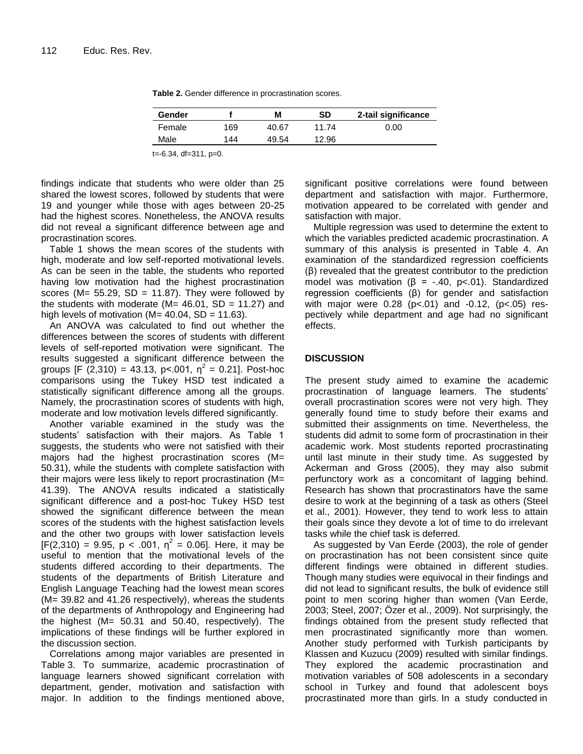**Table 2.** Gender difference in procrastination scores.

| Gender | f | M | SD | 2-tail significance |
|---|---|---|---|---|
| Female | 169 | 40.67 | 11.74 | 0.00 |
| Male | 144 | 49.54 | 12.96 | |

t=-6.34, df=311, p=0.

findings indicate that students who were older than 25 shared the lowest scores, followed by students that were 19 and younger while those with ages between 20-25 had the highest scores. Nonetheless, the ANOVA results did not reveal a significant difference between age and procrastination scores.

Table 1 shows the mean scores of the students with high, moderate and low self-reported motivational levels. As can be seen in the table, the students who reported having low motivation had the highest procrastination scores (M= 55.29, SD = 11.87). They were followed by the students with moderate (M= 46.01, SD = 11.27) and high levels of motivation (M= 40.04, SD = 11.63).

An ANOVA was calculated to find out whether the differences between the scores of students with different levels of self-reported motivation were significant. The results suggested a significant difference between the groups [$F\ (2,310) = 43.13$, $p<.001$, $\eta^2 = 0.21$]. Post-hoc comparisons using the Tukey HSD test indicated a statistically significant difference among all the groups. Namely, the procrastination scores of students with high, moderate and low motivation levels differed significantly.

Another variable examined in the study was the students' satisfaction with their majors. As Table 1 suggests, the students who were not satisfied with their majors had the highest procrastination scores (M= 50.31), while the students with complete satisfaction with their majors were less likely to report procrastination (M= 41.39). The ANOVA results indicated a statistically significant difference and a post-hoc Tukey HSD test showed the significant difference between the mean scores of the students with the highest satisfaction levels and the other two groups with lower satisfaction levels [$F(2,310) = 9.95$, $p < .001$, $\eta^2 = 0.06$]. Here, it may be useful to mention that the motivational levels of the students differed according to their departments. The students of the departments of British Literature and English Language Teaching had the lowest mean scores (M= 39.82 and 41.26 respectively), whereas the students of the departments of Anthropology and Engineering had the highest (M= 50.31 and 50.40, respectively). The implications of these findings will be further explored in the discussion section.

Correlations among major variables are presented in Table 3. To summarize, academic procrastination of language learners showed significant correlation with department, gender, motivation and satisfaction with major. In addition to the findings mentioned above, significant positive correlations were found between department and satisfaction with major. Furthermore, motivation appeared to be correlated with gender and satisfaction with major.

Multiple regression was used to determine the extent to which the variables predicted academic procrastination. A summary of this analysis is presented in Table 4. An examination of the standardized regression coefficients (β) revealed that the greatest contributor to the prediction model was motivation ($\beta = -.40$, $p<.01$). Standardized regression coefficients (β) for gender and satisfaction with major were 0.28 ($p<.01$) and -0.12, ($p<.05$) respectively while department and age had no significant effects.

## DISCUSSION

The present study aimed to examine the academic procrastination of language learners. The students' overall procrastination scores were not very high. They generally found time to study before their exams and submitted their assignments on time. Nevertheless, the students did admit to some form of procrastination in their academic work. Most students reported procrastinating until last minute in their study time. As suggested by Ackerman and Gross (2005), they may also submit perfunctory work as a concomitant of lagging behind. Research has shown that procrastinators have the same desire to work at the beginning of a task as others (Steel et al., 2001). However, they tend to work less to attain their goals since they devote a lot of time to do irrelevant tasks while the chief task is deferred.

As suggested by Van Eerde (2003), the role of gender on procrastination has not been consistent since quite different findings were obtained in different studies. Though many studies were equivocal in their findings and did not lead to significant results, the bulk of evidence still point to men scoring higher than women (Van Eerde, 2003; Steel, 2007; Özer et al., 2009). Not surprisingly, the findings obtained from the present study reflected that men procrastinated significantly more than women. Another study performed with Turkish participants by Klassen and Kuzucu (2009) resulted with similar findings. They explored the academic procrastination and motivation variables of 508 adolescents in a secondary school in Turkey and found that adolescent boys procrastinated more than girls. In a study conducted in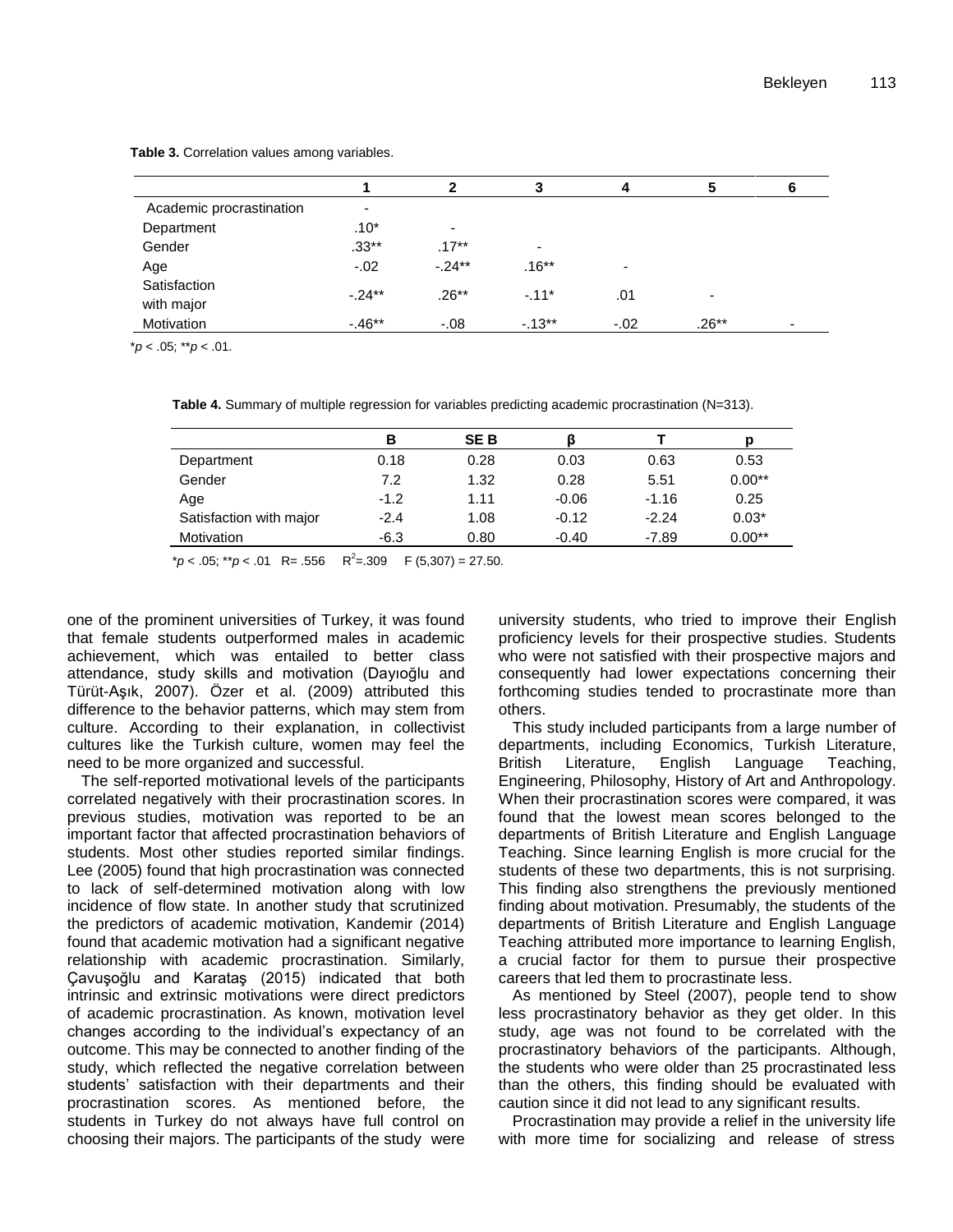**Table 3.** Correlation values among variables.

| | 1 | 2 | 3 | 4 | 5 | 6 |
|---|---|---|---|---|---|---|
| Academic procrastination | - | | | | | |
| Department | .10* | - | | | | |
| Gender | .33** | .17** | - | | | |
| Age | -.02 | -.24** | .16** | - | | |
| Satisfaction with major | -.24** | .26** | -.11* | .01 | - | |
| Motivation | -.46** | -.08 | -.13** | -.02 | .26** | - |

*$p < .05$; **$p < .01$.

**Table 4.** Summary of multiple regression for variables predicting academic procrastination (N=313).

| | B | SE B | β | T | p |
|---|---|---|---|---|---|
| Department | 0.18 | 0.28 | 0.03 | 0.63 | 0.53 |
| Gender | 7.2 | 1.32 | 0.28 | 5.51 | 0.00** |
| Age | -1.2 | 1.11 | -0.06 | -1.16 | 0.25 |
| Satisfaction with major | -2.4 | 1.08 | -0.12 | -2.24 | 0.03* |
| Motivation | -6.3 | 0.80 | -0.40 | -7.89 | 0.00** |

*$p < .05$; **$p < .01$ R= .556 $R^2$=.309 F (5,307) = 27.50.

one of the prominent universities of Turkey, it was found that female students outperformed males in academic achievement, which was entailed to better class attendance, study skills and motivation (Dayıoğlu and Türüt-Aşık, 2007). Özer et al. (2009) attributed this difference to the behavior patterns, which may stem from culture. According to their explanation, in collectivist cultures like the Turkish culture, women may feel the need to be more organized and successful.

The self-reported motivational levels of the participants correlated negatively with their procrastination scores. In previous studies, motivation was reported to be an important factor that affected procrastination behaviors of students. Most other studies reported similar findings. Lee (2005) found that high procrastination was connected to lack of self-determined motivation along with low incidence of flow state. In another study that scrutinized the predictors of academic motivation, Kandemir (2014) found that academic motivation had a significant negative relationship with academic procrastination. Similarly, Çavuşoğlu and Karataş (2015) indicated that both intrinsic and extrinsic motivations were direct predictors of academic procrastination. As known, motivation level changes according to the individual's expectancy of an outcome. This may be connected to another finding of the study, which reflected the negative correlation between students' satisfaction with their departments and their procrastination scores. As mentioned before, the students in Turkey do not always have full control on choosing their majors. The participants of the study were university students, who tried to improve their English proficiency levels for their prospective studies. Students who were not satisfied with their prospective majors and consequently had lower expectations concerning their forthcoming studies tended to procrastinate more than others.

This study included participants from a large number of departments, including Economics, Turkish Literature, British Literature, English Language Teaching, Engineering, Philosophy, History of Art and Anthropology. When their procrastination scores were compared, it was found that the lowest mean scores belonged to the departments of British Literature and English Language Teaching. Since learning English is more crucial for the students of these two departments, this is not surprising. This finding also strengthens the previously mentioned finding about motivation. Presumably, the students of the departments of British Literature and English Language Teaching attributed more importance to learning English, a crucial factor for them to pursue their prospective careers that led them to procrastinate less.

As mentioned by Steel (2007), people tend to show less procrastinatory behavior as they get older. In this study, age was not found to be correlated with the procrastinatory behaviors of the participants. Although, the students who were older than 25 procrastinated less than the others, this finding should be evaluated with caution since it did not lead to any significant results.

Procrastination may provide a relief in the university life with more time for socializing and release of stress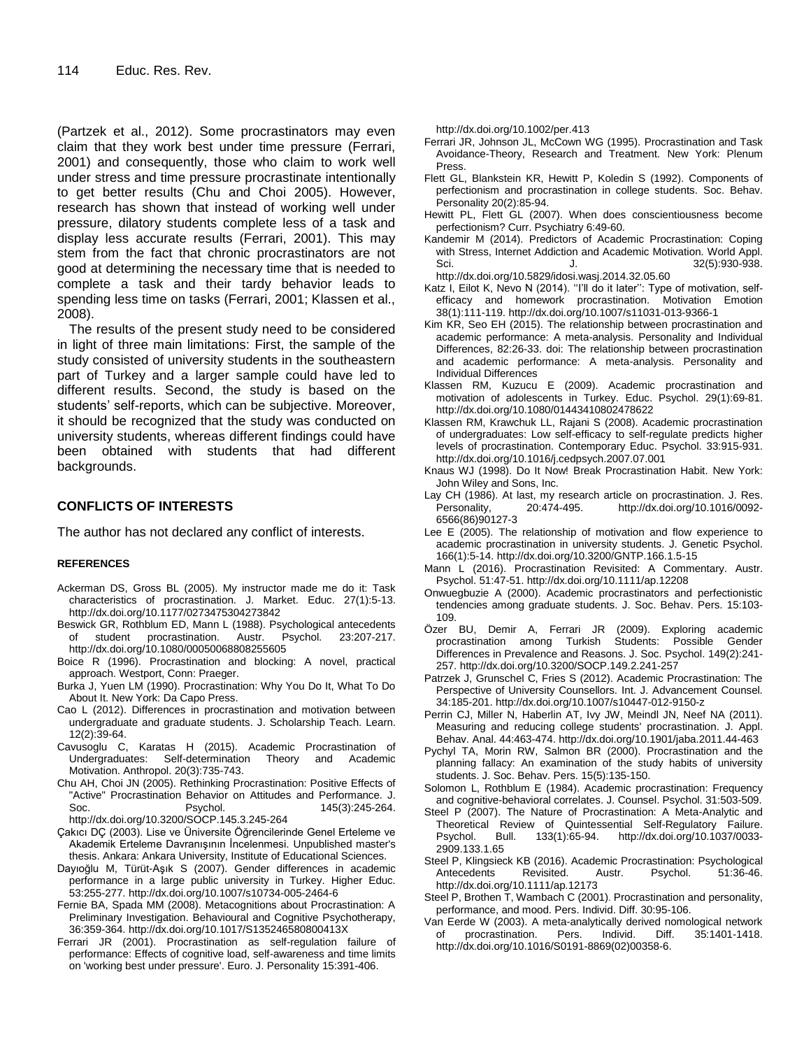(Partzek et al., 2012). Some procrastinators may even claim that they work best under time pressure (Ferrari, 2001) and consequently, those who claim to work well under stress and time pressure procrastinate intentionally to get better results (Chu and Choi 2005). However, research has shown that instead of working well under pressure, dilatory students complete less of a task and display less accurate results (Ferrari, 2001). This may stem from the fact that chronic procrastinators are not good at determining the necessary time that is needed to complete a task and their tardy behavior leads to spending less time on tasks (Ferrari, 2001; Klassen et al., 2008).

The results of the present study need to be considered in light of three main limitations: First, the sample of the study consisted of university students in the southeastern part of Turkey and a larger sample could have led to different results. Second, the study is based on the students' self-reports, which can be subjective. Moreover, it should be recognized that the study was conducted on university students, whereas different findings could have been obtained with students that had different backgrounds.

## CONFLICTS OF INTERESTS

The author has not declared any conflict of interests.

### REFERENCES

Ackerman DS, Gross BL (2005). My instructor made me do it: Task characteristics of procrastination. J. Market. Educ. 27(1):5-13. http://dx.doi.org/10.1177/0273475304273842

Beswick GR, Rothblum ED, Mann L (1988). Psychological antecedents of student procrastination. Austr. Psychol. 23:207-217. http://dx.doi.org/10.1080/00050068808255605

Boice R (1996). Procrastination and blocking: A novel, practical approach. Westport, Conn: Praeger.

Burka J, Yuen LM (1990). Procrastination: Why You Do It, What To Do About It. New York: Da Capo Press.

Cao L (2012). Differences in procrastination and motivation between undergraduate and graduate students. J. Scholarship Teach. Learn. 12(2):39-64.

Cavusoglu C, Karatas H (2015). Academic Procrastination of Undergraduates: Self-determination Theory and Academic Motivation. Anthropol. 20(3):735-743.

Chu AH, Choi JN (2005). Rethinking Procrastination: Positive Effects of "Active" Procrastination Behavior on Attitudes and Performance. J. Soc. Psychol. 145(3):245-264. http://dx.doi.org/10.3200/SOCP.145.3.245-264

Çakıcı DÇ (2003). Lise ve Üniversite Öğrencilerinde Genel Erteleme ve Akademik Erteleme Davranışının İncelenmesi. Unpublished master's thesis. Ankara: Ankara University, Institute of Educational Sciences.

Dayıoğlu M, Türüt-Aşık S (2007). Gender differences in academic performance in a large public university in Turkey. Higher Educ. 53:255-277. http://dx.doi.org/10.1007/s10734-005-2464-6

Fernie BA, Spada MM (2008). Metacognitions about Procrastination: A Preliminary Investigation. Behavioural and Cognitive Psychotherapy, 36:359-364. http://dx.doi.org/10.1017/S135246580800413X

Ferrari JR (2001). Procrastination as self-regulation failure of performance: Effects of cognitive load, self-awareness and time limits on 'working best under pressure'. Euro. J. Personality 15:391-406. http://dx.doi.org/10.1002/per.413

Ferrari JR, Johnson JL, McCown WG (1995). Procrastination and Task Avoidance-Theory, Research and Treatment. New York: Plenum Press.

Flett GL, Blankstein KR, Hewitt P, Koledin S (1992). Components of perfectionism and procrastination in college students. Soc. Behav. Personality 20(2):85-94.

Hewitt PL, Flett GL (2007). When does conscientiousness become perfectionism? Curr. Psychiatry 6:49-60.

Kandemir M (2014). Predictors of Academic Procrastination: Coping with Stress, Internet Addiction and Academic Motivation. World Appl. Sci. J. 32(5):930-938. http://dx.doi.org/10.5829/idosi.wasj.2014.32.05.60

Katz I, Eilot K, Nevo N (2014). ''I'll do it later'': Type of motivation, self-efficacy and homework procrastination. Motivation Emotion 38(1):111-119. http://dx.doi.org/10.1007/s11031-013-9366-1

Kim KR, Seo EH (2015). The relationship between procrastination and academic performance: A meta-analysis. Personality and Individual Differences, 82:26-33. doi: The relationship between procrastination and academic performance: A meta-analysis. Personality and Individual Differences

Klassen RM, Kuzucu E (2009). Academic procrastination and motivation of adolescents in Turkey. Educ. Psychol. 29(1):69-81. http://dx.doi.org/10.1080/01443410802478622

Klassen RM, Krawchuk LL, Rajani S (2008). Academic procrastination of undergraduates: Low self-efficacy to self-regulate predicts higher levels of procrastination. Contemporary Educ. Psychol. 33:915-931. http://dx.doi.org/10.1016/j.cedpsych.2007.07.001

Knaus WJ (1998). Do It Now! Break Procrastination Habit. New York: John Wiley and Sons, Inc.

Lay CH (1986). At last, my research article on procrastination. J. Res. Personality, 20:474-495. http://dx.doi.org/10.1016/0092-6566(86)90127-3

Lee E (2005). The relationship of motivation and flow experience to academic procrastination in university students. J. Genetic Psychol. 166(1):5-14. http://dx.doi.org/10.3200/GNTP.166.1.5-15

Mann L (2016). Procrastination Revisited: A Commentary. Austr. Psychol. 51:47-51. http://dx.doi.org/10.1111/ap.12208

Onwuegbuzie A (2000). Academic procrastinators and perfectionistic tendencies among graduate students. J. Soc. Behav. Pers. 15:103-109.

Özer BU, Demir A, Ferrari JR (2009). Exploring academic procrastination among Turkish Students: Possible Gender Differences in Prevalence and Reasons. J. Soc. Psychol. 149(2):241-257. http://dx.doi.org/10.3200/SOCP.149.2.241-257

Patrzek J, Grunschel C, Fries S (2012). Academic Procrastination: The Perspective of University Counsellors. Int. J. Advancement Counsel. 34:185-201. http://dx.doi.org/10.1007/s10447-012-9150-z

Perrin CJ, Miller N, Haberlin AT, Ivy JW, Meindl JN, Neef NA (2011). Measuring and reducing college students' procrastination. J. Appl. Behav. Anal. 44:463-474. http://dx.doi.org/10.1901/jaba.2011.44-463

Pychyl TA, Morin RW, Salmon BR (2000). Procrastination and the planning fallacy: An examination of the study habits of university students. J. Soc. Behav. Pers. 15(5):135-150.

Solomon L, Rothblum E (1984). Academic procrastination: Frequency and cognitive-behavioral correlates. J. Counsel. Psychol. 31:503-509.

Steel P (2007). The Nature of Procrastination: A Meta-Analytic and Theoretical Review of Quintessential Self-Regulatory Failure. Psychol. Bull. 133(1):65-94. http://dx.doi.org/10.1037/0033-2909.133.1.65

Steel P, Klingsieck KB (2016). Academic Procrastination: Psychological Antecedents Revisited. Austr. Psychol. 51:36-46. http://dx.doi.org/10.1111/ap.12173

Steel P, Brothen T, Wambach C (2001). Procrastination and personality, performance, and mood. Pers. Individ. Diff. 30:95-106.

Van Eerde W (2003). A meta-analytically derived nomological network of procrastination. Pers. Individ. Diff. 35:1401-1418. http://dx.doi.org/10.1016/S0191-8869(02)00358-6.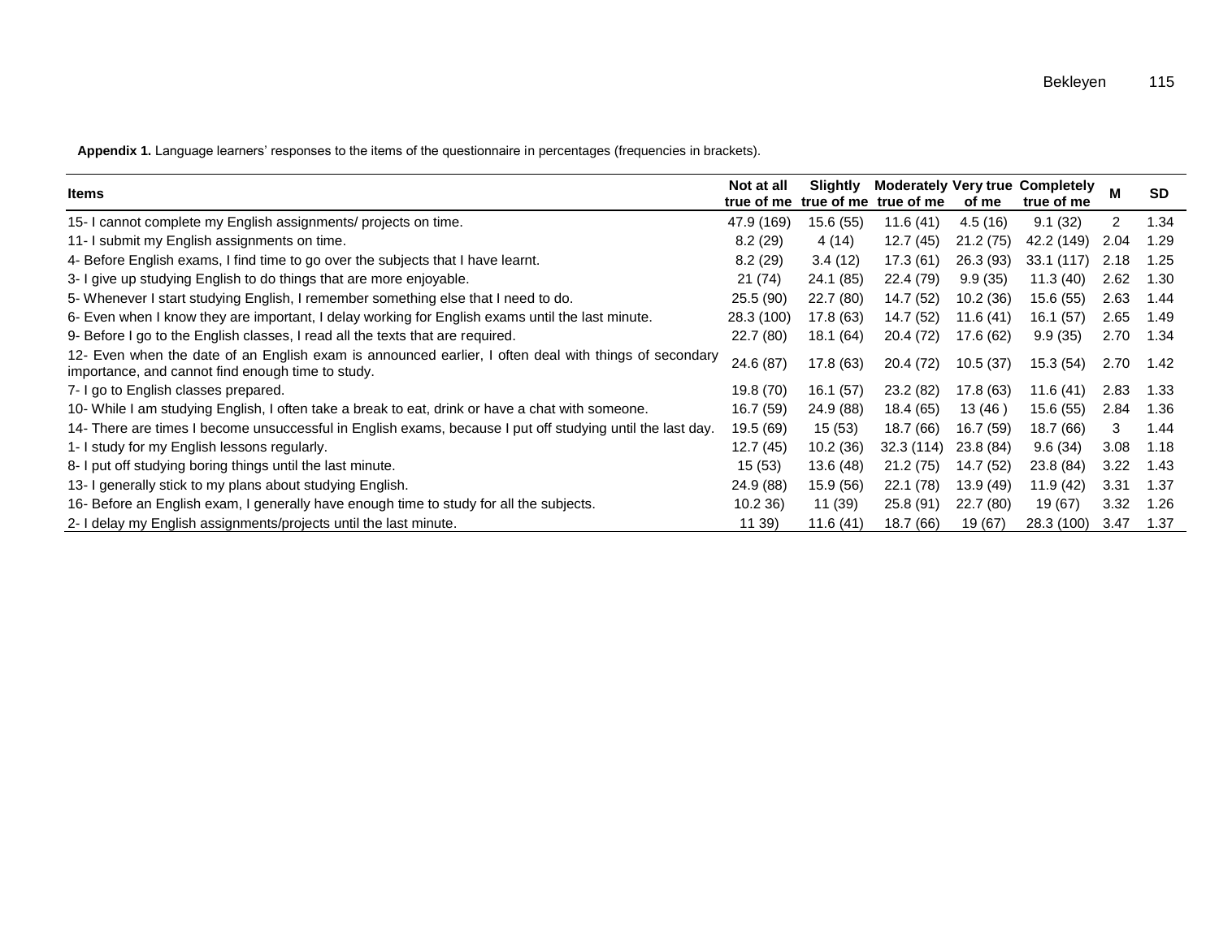**Appendix 1.** Language learners' responses to the items of the questionnaire in percentages (frequencies in brackets).

| Items | Not at all true of me | Slightly true of me | Moderately true of me | Very true of me | Completely true of me | M | SD |
|---|---|---|---|---|---|---|---|
| 15- I cannot complete my English assignments/ projects on time. | 47.9 (169) | 15.6 (55) | 11.6 (41) | 4.5 (16) | 9.1 (32) | 2 | 1.34 |
| 11- I submit my English assignments on time. | 8.2 (29) | 4 (14) | 12.7 (45) | 21.2 (75) | 42.2 (149) | 2.04 | 1.29 |
| 4- Before English exams, I find time to go over the subjects that I have learnt. | 8.2 (29) | 3.4 (12) | 17.3 (61) | 26.3 (93) | 33.1 (117) | 2.18 | 1.25 |
| 3- I give up studying English to do things that are more enjoyable. | 21 (74) | 24.1 (85) | 22.4 (79) | 9.9 (35) | 11.3 (40) | 2.62 | 1.30 |
| 5- Whenever I start studying English, I remember something else that I need to do. | 25.5 (90) | 22.7 (80) | 14.7 (52) | 10.2 (36) | 15.6 (55) | 2.63 | 1.44 |
| 6- Even when I know they are important, I delay working for English exams until the last minute. | 28.3 (100) | 17.8 (63) | 14.7 (52) | 11.6 (41) | 16.1 (57) | 2.65 | 1.49 |
| 9- Before I go to the English classes, I read all the texts that are required. | 22.7 (80) | 18.1 (64) | 20.4 (72) | 17.6 (62) | 9.9 (35) | 2.70 | 1.34 |
| 12- Even when the date of an English exam is announced earlier, I often deal with things of secondary importance, and cannot find enough time to study. | 24.6 (87) | 17.8 (63) | 20.4 (72) | 10.5 (37) | 15.3 (54) | 2.70 | 1.42 |
| 7- I go to English classes prepared. | 19.8 (70) | 16.1 (57) | 23.2 (82) | 17.8 (63) | 11.6 (41) | 2.83 | 1.33 |
| 10- While I am studying English, I often take a break to eat, drink or have a chat with someone. | 16.7 (59) | 24.9 (88) | 18.4 (65) | 13 (46 ) | 15.6 (55) | 2.84 | 1.36 |
| 14- There are times I become unsuccessful in English exams, because I put off studying until the last day. | 19.5 (69) | 15 (53) | 18.7 (66) | 16.7 (59) | 18.7 (66) | 3 | 1.44 |
| 1- I study for my English lessons regularly. | 12.7 (45) | 10.2 (36) | 32.3 (114) | 23.8 (84) | 9.6 (34) | 3.08 | 1.18 |
| 8- I put off studying boring things until the last minute. | 15 (53) | 13.6 (48) | 21.2 (75) | 14.7 (52) | 23.8 (84) | 3.22 | 1.43 |
| 13- I generally stick to my plans about studying English. | 24.9 (88) | 15.9 (56) | 22.1 (78) | 13.9 (49) | 11.9 (42) | 3.31 | 1.37 |
| 16- Before an English exam, I generally have enough time to study for all the subjects. | 10.2 36) | 11 (39) | 25.8 (91) | 22.7 (80) | 19 (67) | 3.32 | 1.26 |
| 2- I delay my English assignments/projects until the last minute. | 11 39) | 11.6 (41) | 18.7 (66) | 19 (67) | 28.3 (100) | 3.47 | 1.37 |